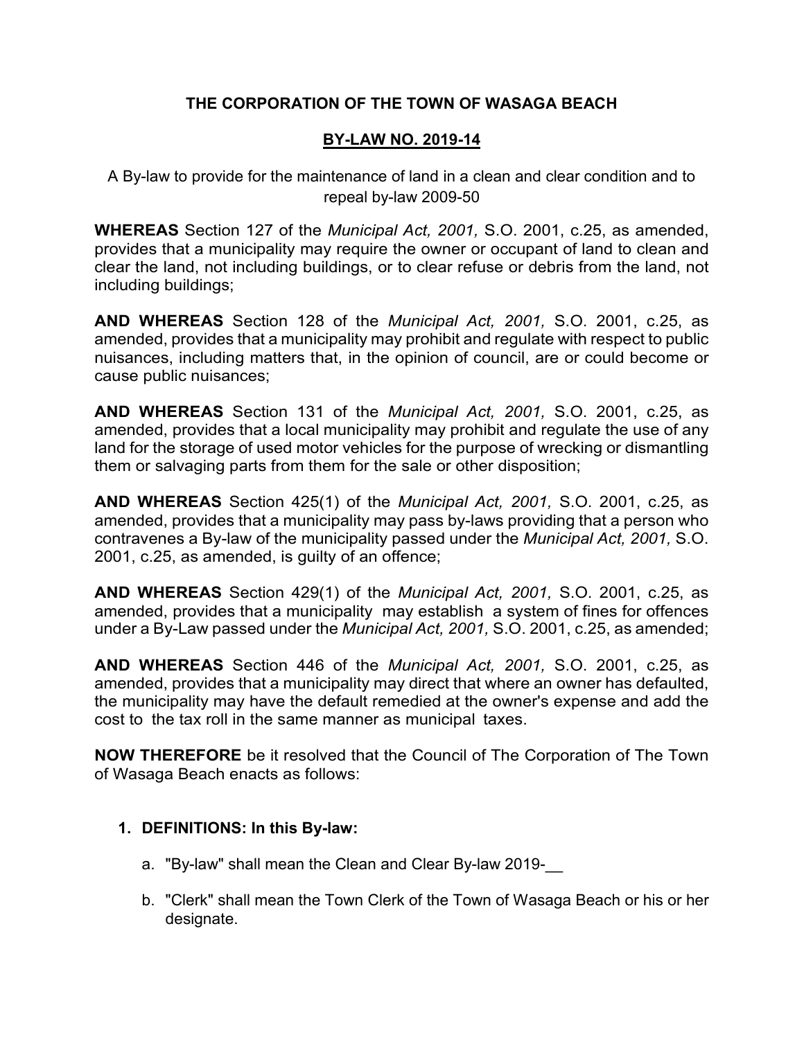**THE CORPORATION OF THE TOWN OF WASAGA BEACH**

**BY-LAW NO. 2019-14**

A By-law to provide for the maintenance of land in a clean and clear condition and to repeal by-law 2009-50

**WHEREAS** Section 127 of the *Municipal Act, 2001,* S.O. 2001, c.25, as amended, provides that a municipality may require the owner or occupant of land to clean and clear the land, not including buildings, or to clear refuse or debris from the land, not including buildings;

**AND WHEREAS** Section 128 of the *Municipal Act, 2001,* S.O. 2001, c.25, as amended, provides that a municipality may prohibit and regulate with respect to public nuisances, including matters that, in the opinion of council, are or could become or cause public nuisances;

**AND WHEREAS** Section 131 of the *Municipal Act, 2001,* S.O. 2001, c.25, as amended, provides that a local municipality may prohibit and regulate the use of any land for the storage of used motor vehicles for the purpose of wrecking or dismantling them or salvaging parts from them for the sale or other disposition;

**AND WHEREAS** Section 425(1) of the *Municipal Act, 2001,* S.O. 2001, c.25, as amended, provides that a municipality may pass by-laws providing that a person who contravenes a By-law of the municipality passed under the *Municipal Act, 2001,* S.O. 2001, c.25, as amended, is guilty of an offence;

**AND WHEREAS** Section 429(1) of the *Municipal Act, 2001,* S.O. 2001, c.25, as amended, provides that a municipality may establish a system of fines for offences under a By-Law passed under the *Municipal Act, 2001,* S.O. 2001, c.25, as amended;

**AND WHEREAS** Section 446 of the *Municipal Act, 2001,* S.O. 2001, c.25, as amended, provides that a municipality may direct that where an owner has defaulted, the municipality may have the default remedied at the owner's expense and add the cost to the tax roll in the same manner as municipal taxes.

**NOW THEREFORE** be it resolved that the Council of The Corporation of The Town of Wasaga Beach enacts as follows:

1. **DEFINITIONS: In this By-law:**

   a. "By-law" shall mean the Clean and Clear By-law 2019-__

   b. "Clerk" shall mean the Town Clerk of the Town of Wasaga Beach or his or her designate.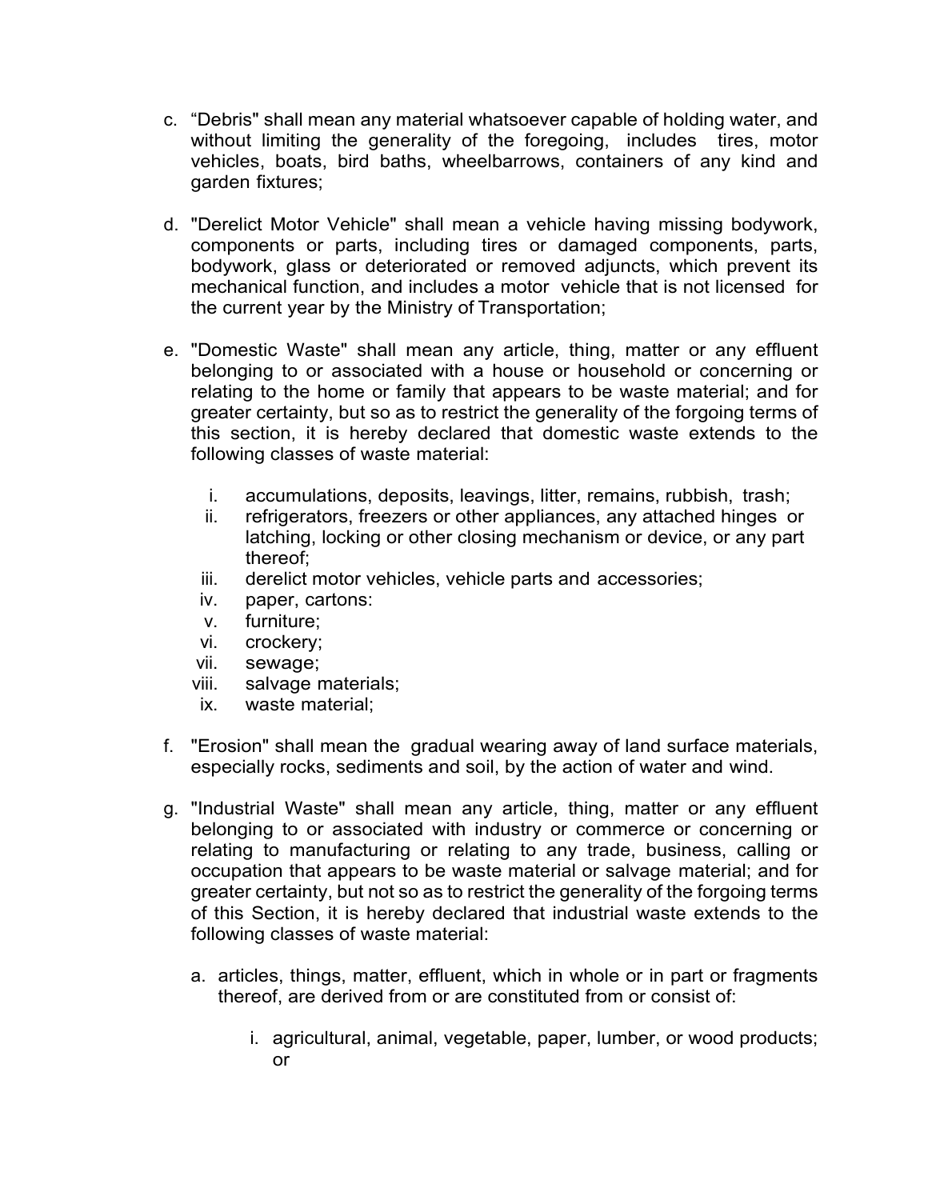c. “Debris" shall mean any material whatsoever capable of holding water, and without limiting the generality of the foregoing, includes tires, motor vehicles, boats, bird baths, wheelbarrows, containers of any kind and garden fixtures;

d. "Derelict Motor Vehicle" shall mean a vehicle having missing bodywork, components or parts, including tires or damaged components, parts, bodywork, glass or deteriorated or removed adjuncts, which prevent its mechanical function, and includes a motor vehicle that is not licensed for the current year by the Ministry of Transportation;

e. "Domestic Waste" shall mean any article, thing, matter or any effluent belonging to or associated with a house or household or concerning or relating to the home or family that appears to be waste material; and for greater certainty, but so as to restrict the generality of the forgoing terms of this section, it is hereby declared that domestic waste extends to the following classes of waste material:

    i. accumulations, deposits, leavings, litter, remains, rubbish, trash;
    ii. refrigerators, freezers or other appliances, any attached hinges or latching, locking or other closing mechanism or device, or any part thereof;
    iii. derelict motor vehicles, vehicle parts and accessories;
    iv. paper, cartons:
    v. furniture;
    vi. crockery;
    vii. sewage;
    viii. salvage materials;
    ix. waste material;

f. "Erosion" shall mean the gradual wearing away of land surface materials, especially rocks, sediments and soil, by the action of water and wind.

g. "Industrial Waste" shall mean any article, thing, matter or any effluent belonging to or associated with industry or commerce or concerning or relating to manufacturing or relating to any trade, business, calling or occupation that appears to be waste material or salvage material; and for greater certainty, but not so as to restrict the generality of the forgoing terms of this Section, it is hereby declared that industrial waste extends to the following classes of waste material:

    a. articles, things, matter, effluent, which in whole or in part or fragments thereof, are derived from or are constituted from or consist of:

        i. agricultural, animal, vegetable, paper, lumber, or wood products; or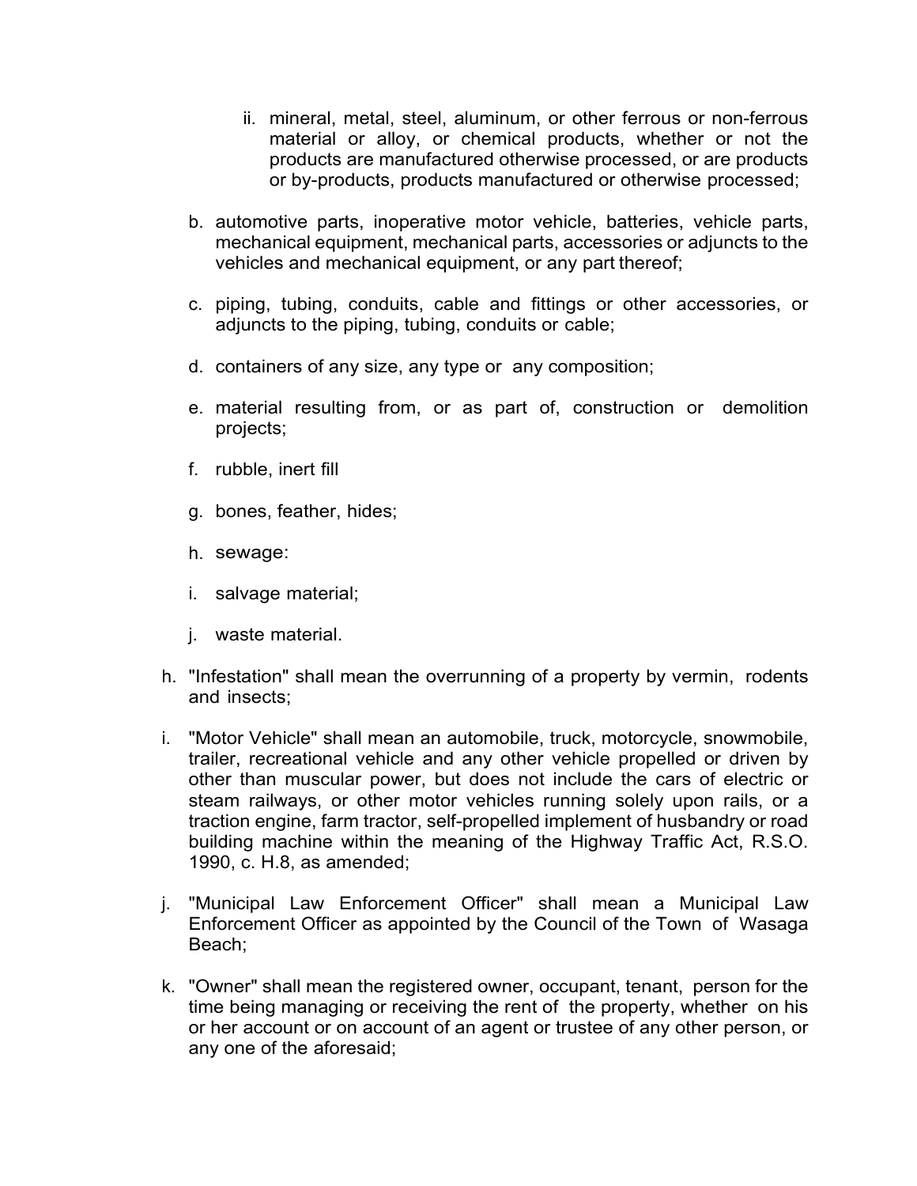ii. mineral, metal, steel, aluminum, or other ferrous or non-ferrous material or alloy, or chemical products, whether or not the products are manufactured otherwise processed, or are products or by-products, products manufactured or otherwise processed;

   b. automotive parts, inoperative motor vehicle, batteries, vehicle parts, mechanical equipment, mechanical parts, accessories or adjuncts to the vehicles and mechanical equipment, or any part thereof;

   c. piping, tubing, conduits, cable and fittings or other accessories, or adjuncts to the piping, tubing, conduits or cable;

   d. containers of any size, any type or any composition;

   e. material resulting from, or as part of, construction or demolition projects;

   f. rubble, inert fill

   g. bones, feather, hides;

   h. sewage:

   i. salvage material;

   j. waste material.

h. "Infestation" shall mean the overrunning of a property by vermin, rodents and insects;

i. "Motor Vehicle" shall mean an automobile, truck, motorcycle, snowmobile, trailer, recreational vehicle and any other vehicle propelled or driven by other than muscular power, but does not include the cars of electric or steam railways, or other motor vehicles running solely upon rails, or a traction engine, farm tractor, self-propelled implement of husbandry or road building machine within the meaning of the Highway Traffic Act, R.S.O. 1990, c. H.8, as amended;

j. "Municipal Law Enforcement Officer" shall mean a Municipal Law Enforcement Officer as appointed by the Council of the Town of Wasaga Beach;

k. "Owner" shall mean the registered owner, occupant, tenant, person for the time being managing or receiving the rent of the property, whether on his or her account or on account of an agent or trustee of any other person, or any one of the aforesaid;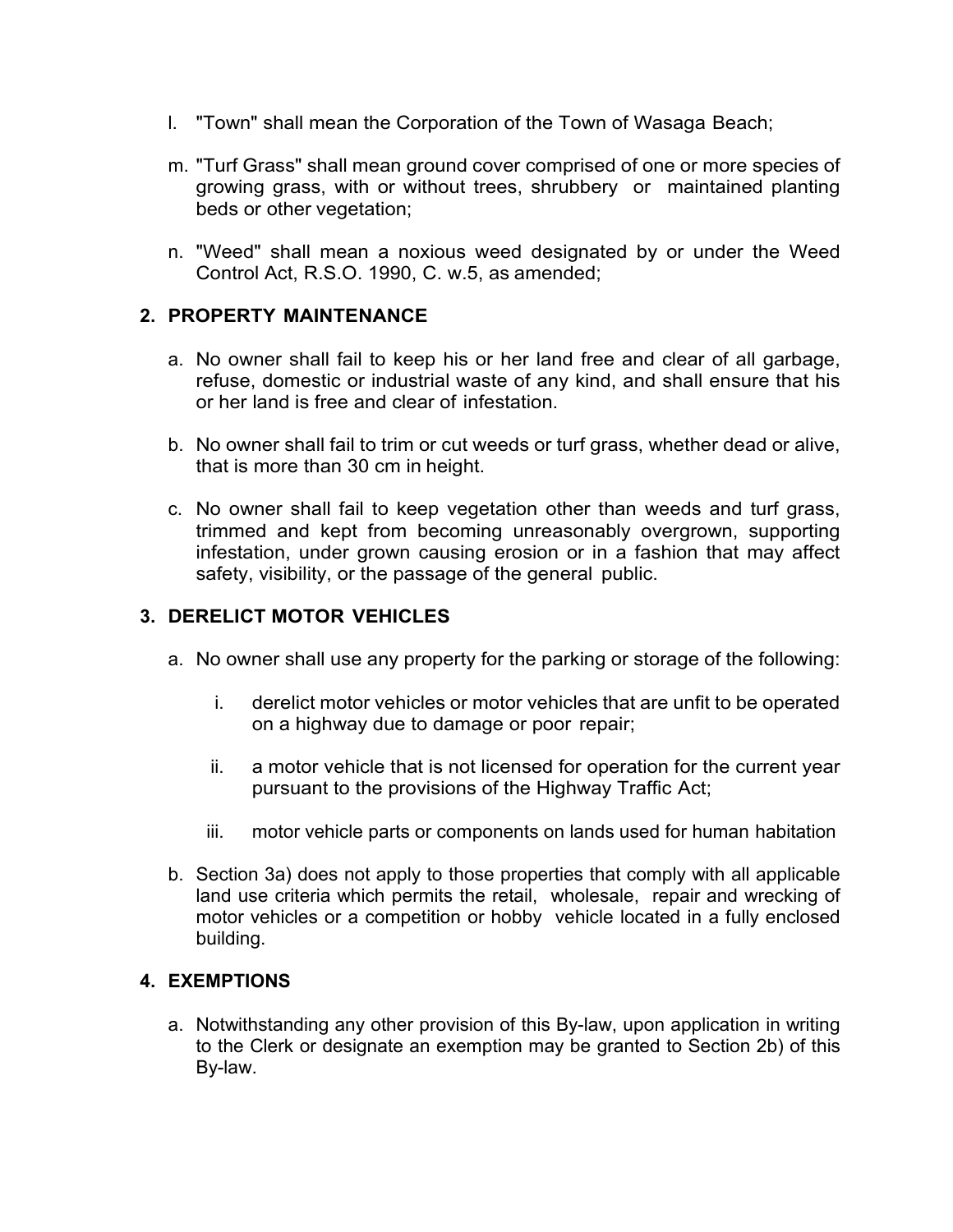l. "Town" shall mean the Corporation of the Town of Wasaga Beach;

m. "Turf Grass" shall mean ground cover comprised of one or more species of growing grass, with or without trees, shrubbery or maintained planting beds or other vegetation;

n. "Weed" shall mean a noxious weed designated by or under the Weed Control Act, R.S.O. 1990, C. w.5, as amended;

## 2. PROPERTY MAINTENANCE

a. No owner shall fail to keep his or her land free and clear of all garbage, refuse, domestic or industrial waste of any kind, and shall ensure that his or her land is free and clear of infestation.

b. No owner shall fail to trim or cut weeds or turf grass, whether dead or alive, that is more than 30 cm in height.

c. No owner shall fail to keep vegetation other than weeds and turf grass, trimmed and kept from becoming unreasonably overgrown, supporting infestation, under grown causing erosion or in a fashion that may affect safety, visibility, or the passage of the general public.

## 3. DERELICT MOTOR VEHICLES

a. No owner shall use any property for the parking or storage of the following:

   i. derelict motor vehicles or motor vehicles that are unfit to be operated on a highway due to damage or poor repair;

   ii. a motor vehicle that is not licensed for operation for the current year pursuant to the provisions of the Highway Traffic Act;

   iii. motor vehicle parts or components on lands used for human habitation

b. Section 3a) does not apply to those properties that comply with all applicable land use criteria which permits the retail, wholesale, repair and wrecking of motor vehicles or a competition or hobby vehicle located in a fully enclosed building.

## 4. EXEMPTIONS

a. Notwithstanding any other provision of this By-law, upon application in writing to the Clerk or designate an exemption may be granted to Section 2b) of this By-law.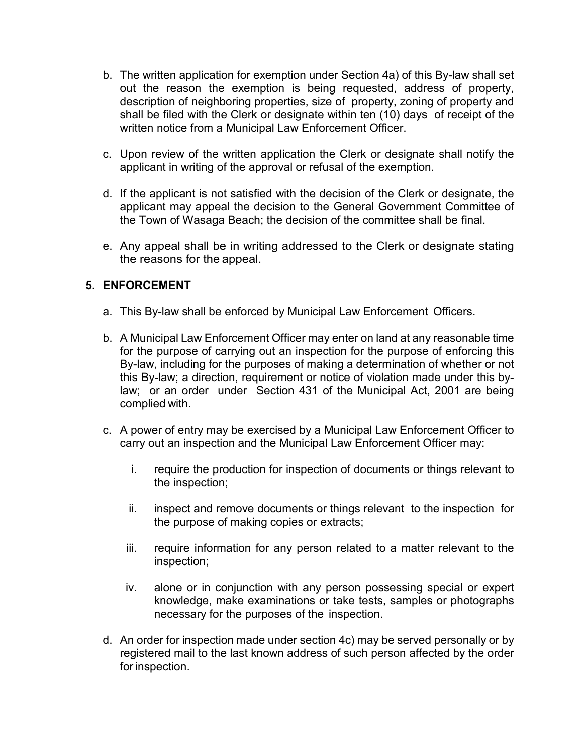b. The written application for exemption under Section 4a) of this By-law shall set out the reason the exemption is being requested, address of property, description of neighboring properties, size of property, zoning of property and shall be filed with the Clerk or designate within ten (10) days of receipt of the written notice from a Municipal Law Enforcement Officer.

c. Upon review of the written application the Clerk or designate shall notify the applicant in writing of the approval or refusal of the exemption.

d. If the applicant is not satisfied with the decision of the Clerk or designate, the applicant may appeal the decision to the General Government Committee of the Town of Wasaga Beach; the decision of the committee shall be final.

e. Any appeal shall be in writing addressed to the Clerk or designate stating the reasons for the appeal.

## 5. ENFORCEMENT

a. This By-law shall be enforced by Municipal Law Enforcement Officers.

b. A Municipal Law Enforcement Officer may enter on land at any reasonable time for the purpose of carrying out an inspection for the purpose of enforcing this By-law, including for the purposes of making a determination of whether or not this By-law; a direction, requirement or notice of violation made under this by-law; or an order under Section 431 of the Municipal Act, 2001 are being complied with.

c. A power of entry may be exercised by a Municipal Law Enforcement Officer to carry out an inspection and the Municipal Law Enforcement Officer may:

   i. require the production for inspection of documents or things relevant to the inspection;

   ii. inspect and remove documents or things relevant to the inspection for the purpose of making copies or extracts;

   iii. require information for any person related to a matter relevant to the inspection;

   iv. alone or in conjunction with any person possessing special or expert knowledge, make examinations or take tests, samples or photographs necessary for the purposes of the inspection.

d. An order for inspection made under section 4c) may be served personally or by registered mail to the last known address of such person affected by the order for inspection.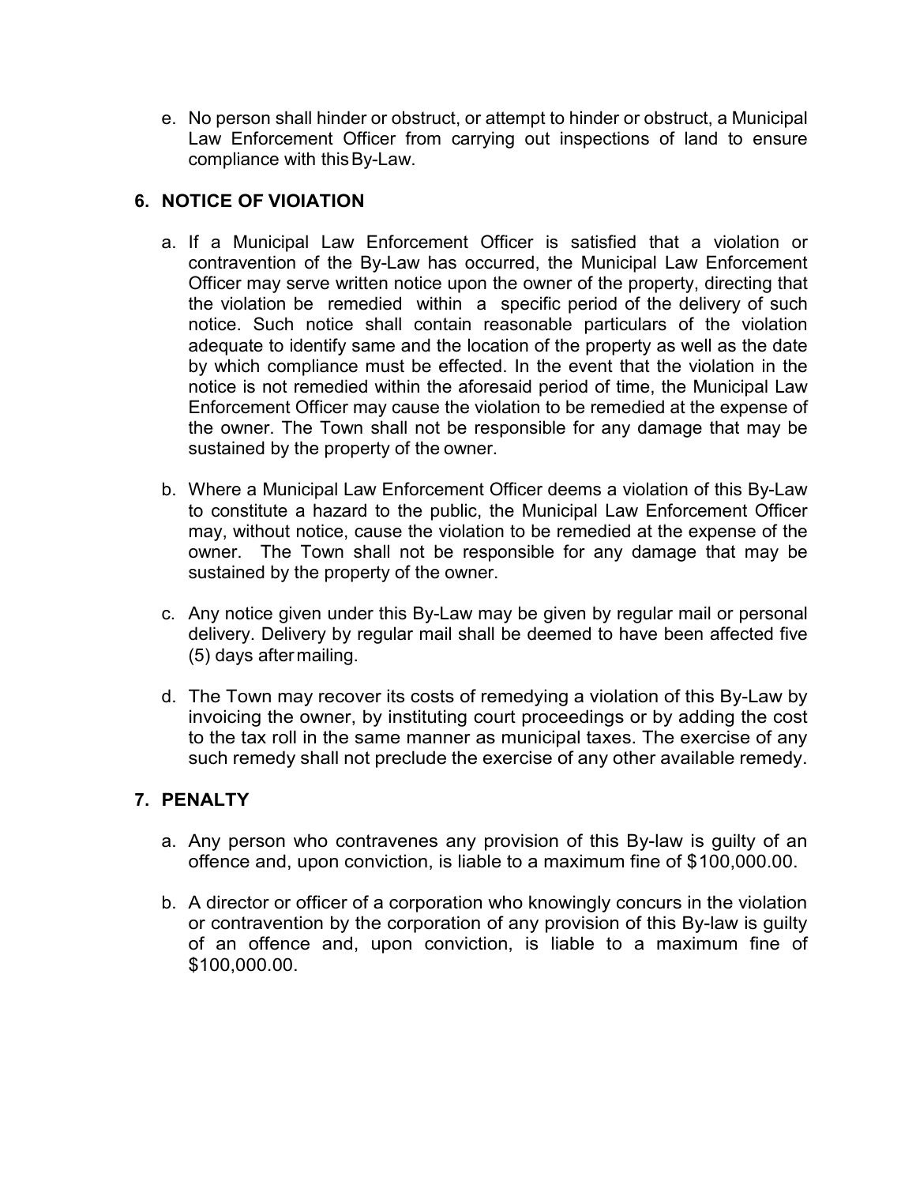e. No person shall hinder or obstruct, or attempt to hinder or obstruct, a Municipal Law Enforcement Officer from carrying out inspections of land to ensure compliance with this By-Law.

## 6. NOTICE OF VIOIATION

a. If a Municipal Law Enforcement Officer is satisfied that a violation or contravention of the By-Law has occurred, the Municipal Law Enforcement Officer may serve written notice upon the owner of the property, directing that the violation be remedied within a specific period of the delivery of such notice. Such notice shall contain reasonable particulars of the violation adequate to identify same and the location of the property as well as the date by which compliance must be effected. In the event that the violation in the notice is not remedied within the aforesaid period of time, the Municipal Law Enforcement Officer may cause the violation to be remedied at the expense of the owner. The Town shall not be responsible for any damage that may be sustained by the property of the owner.

b. Where a Municipal Law Enforcement Officer deems a violation of this By-Law to constitute a hazard to the public, the Municipal Law Enforcement Officer may, without notice, cause the violation to be remedied at the expense of the owner. The Town shall not be responsible for any damage that may be sustained by the property of the owner.

c. Any notice given under this By-Law may be given by regular mail or personal delivery. Delivery by regular mail shall be deemed to have been affected five (5) days after mailing.

d. The Town may recover its costs of remedying a violation of this By-Law by invoicing the owner, by instituting court proceedings or by adding the cost to the tax roll in the same manner as municipal taxes. The exercise of any such remedy shall not preclude the exercise of any other available remedy.

## 7. PENALTY

a. Any person who contravenes any provision of this By-law is guilty of an offence and, upon conviction, is liable to a maximum fine of $100,000.00.

b. A director or officer of a corporation who knowingly concurs in the violation or contravention by the corporation of any provision of this By-law is guilty of an offence and, upon conviction, is liable to a maximum fine of $100,000.00.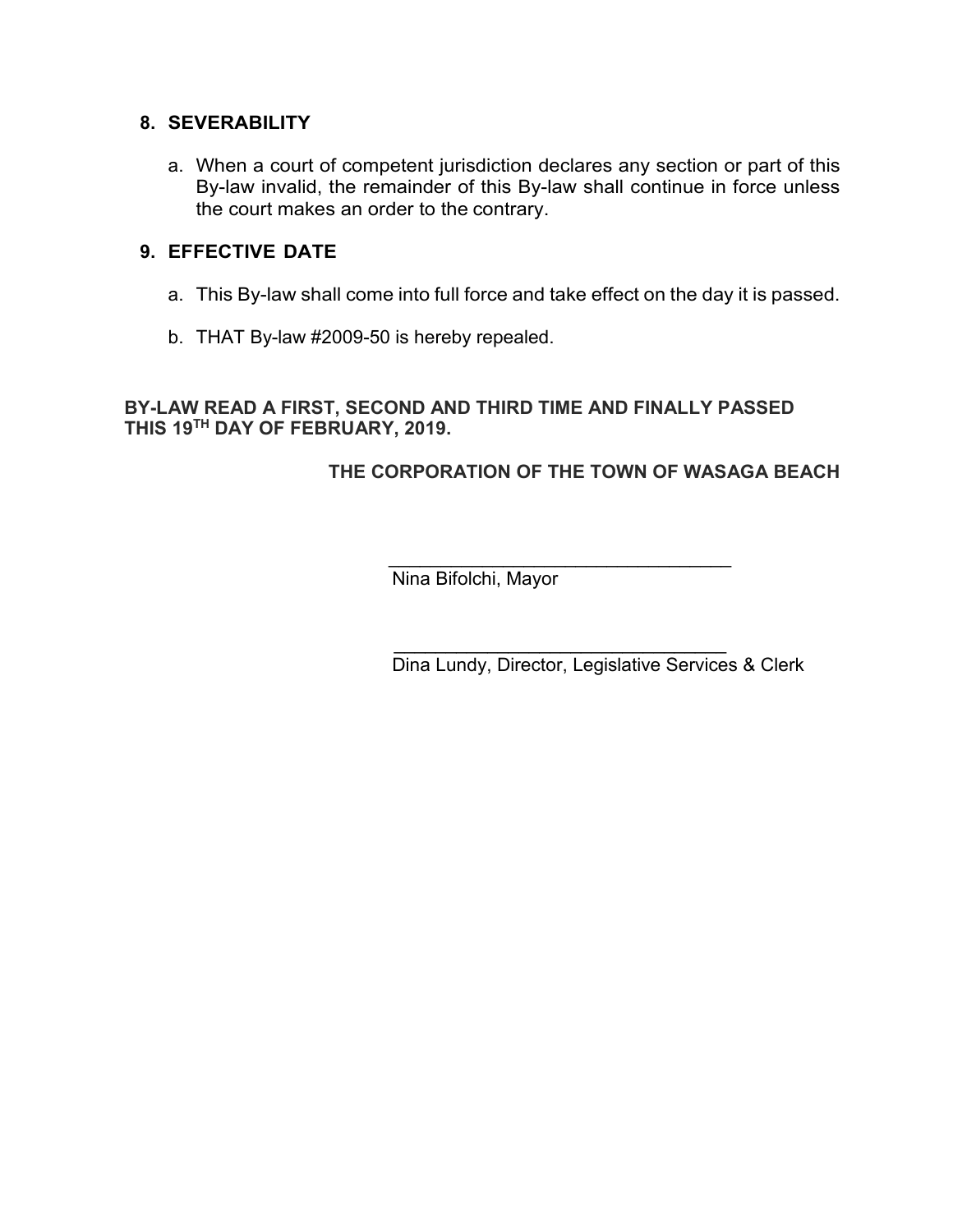## 8. SEVERABILITY

a. When a court of competent jurisdiction declares any section or part of this By-law invalid, the remainder of this By-law shall continue in force unless the court makes an order to the contrary.

## 9. EFFECTIVE DATE

a. This By-law shall come into full force and take effect on the day it is passed.

b. THAT By-law #2009-50 is hereby repealed.

**BY-LAW READ A FIRST, SECOND AND THIRD TIME AND FINALLY PASSED THIS 19TH DAY OF FEBRUARY, 2019.**

**THE CORPORATION OF THE TOWN OF WASAGA BEACH**

\_\_\_\_\_\_\_\_\_\_\_\_\_\_\_\_\_\_\_\_\_\_\_\_\_\_\_\_\_\_\_\_\_\_\_
Nina Bifolchi, Mayor

\_\_\_\_\_\_\_\_\_\_\_\_\_\_\_\_\_\_\_\_\_\_\_\_\_\_\_\_\_\_\_\_\_\_\_
Dina Lundy, Director, Legislative Services & Clerk